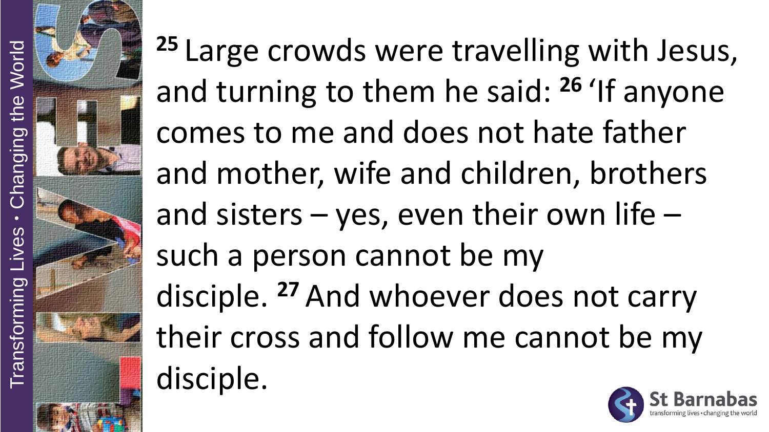[25] Large crowds were travelling with Jesus, and turning to them he said: [26] 'If anyone comes to me and does not hate father and mother, wife and children, brothers and sisters – yes, even their own life – such a person cannot be my disciple. [27] And whoever does not carry their cross and follow me cannot be my disciple.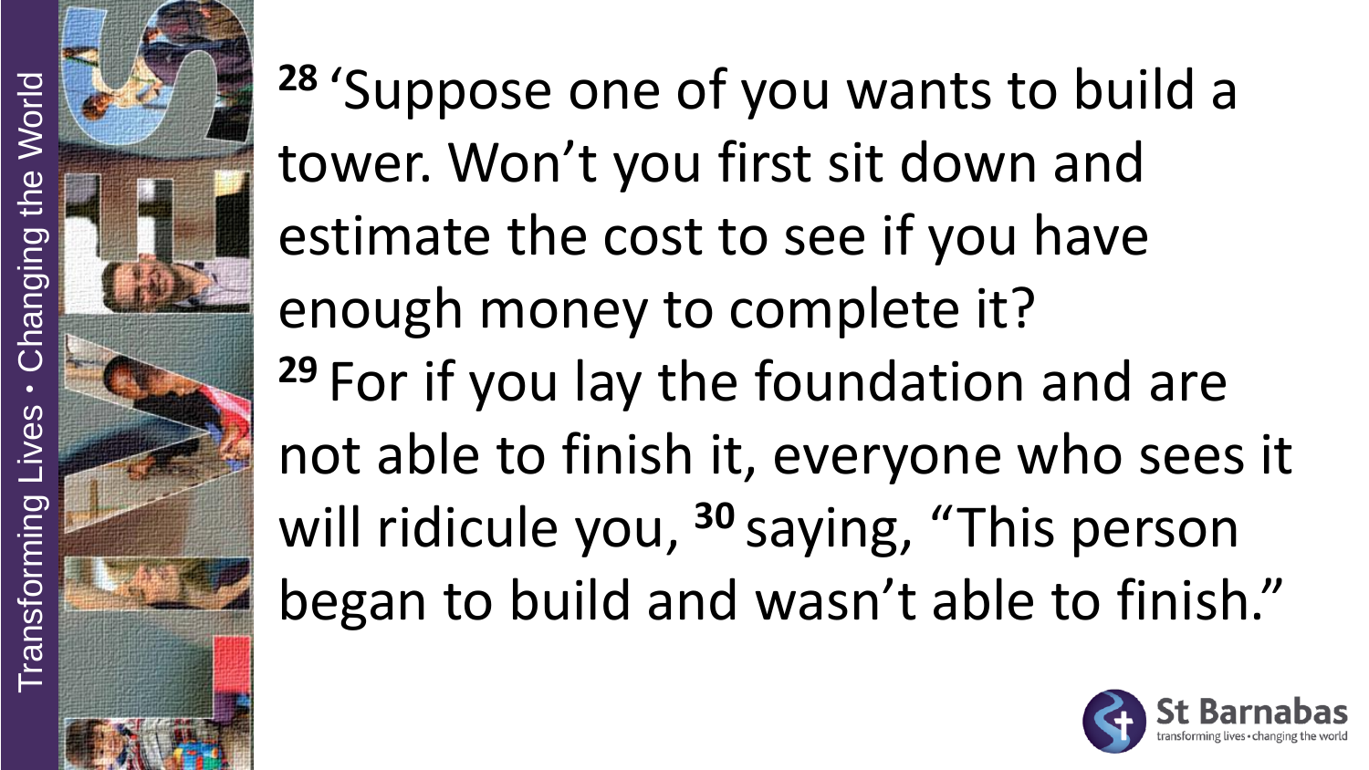[28] 'Suppose one of you wants to build a tower. Won't you first sit down and estimate the cost to see if you have enough money to complete it?
[29] For if you lay the foundation and are not able to finish it, everyone who sees it will ridicule you, [30] saying, "This person began to build and wasn't able to finish."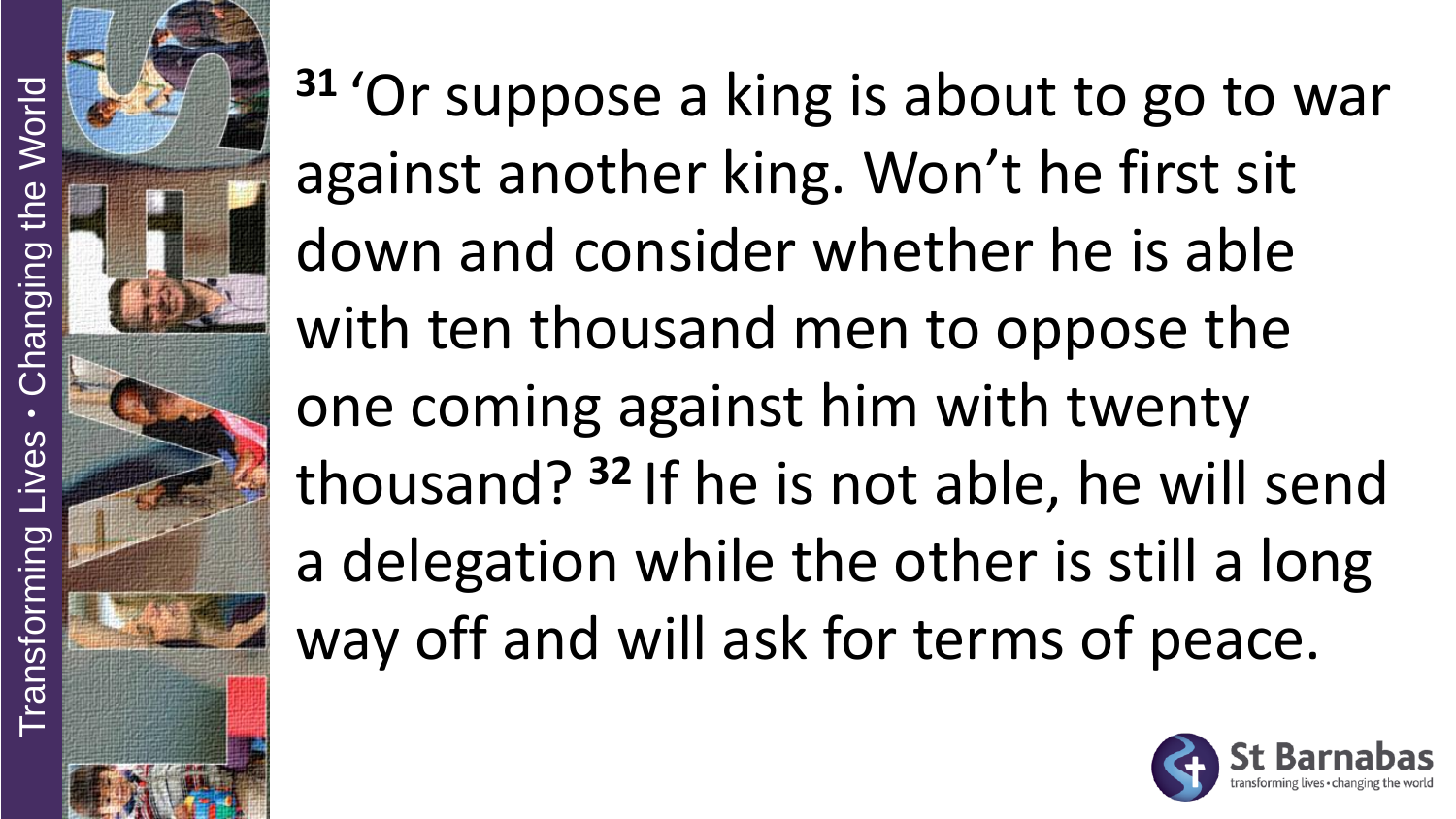**31** 'Or suppose a king is about to go to war against another king. Won't he first sit down and consider whether he is able with ten thousand men to oppose the one coming against him with twenty thousand? **32** If he is not able, he will send a delegation while the other is still a long way off and will ask for terms of peace.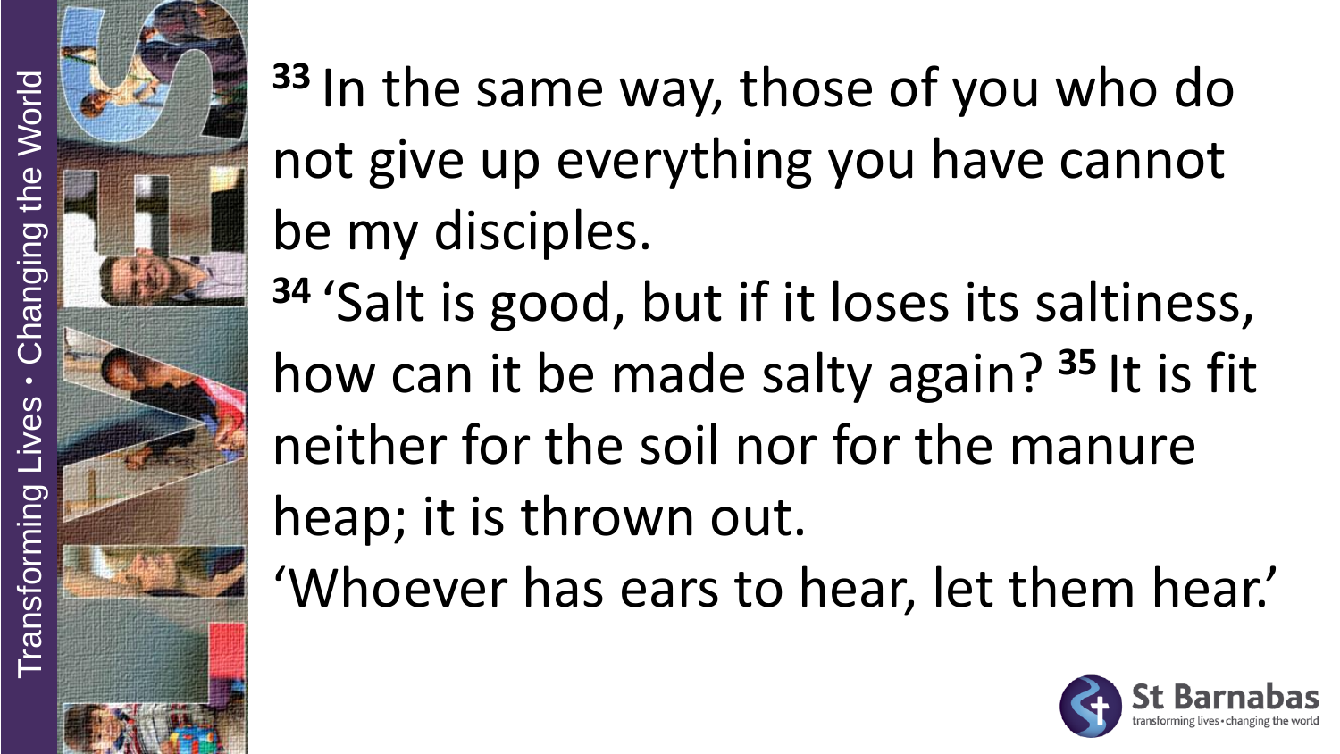[33] In the same way, those of you who do not give up everything you have cannot be my disciples.

[34] 'Salt is good, but if it loses its saltiness, how can it be made salty again? [35] It is fit neither for the soil nor for the manure heap; it is thrown out.

'Whoever has ears to hear, let them hear.'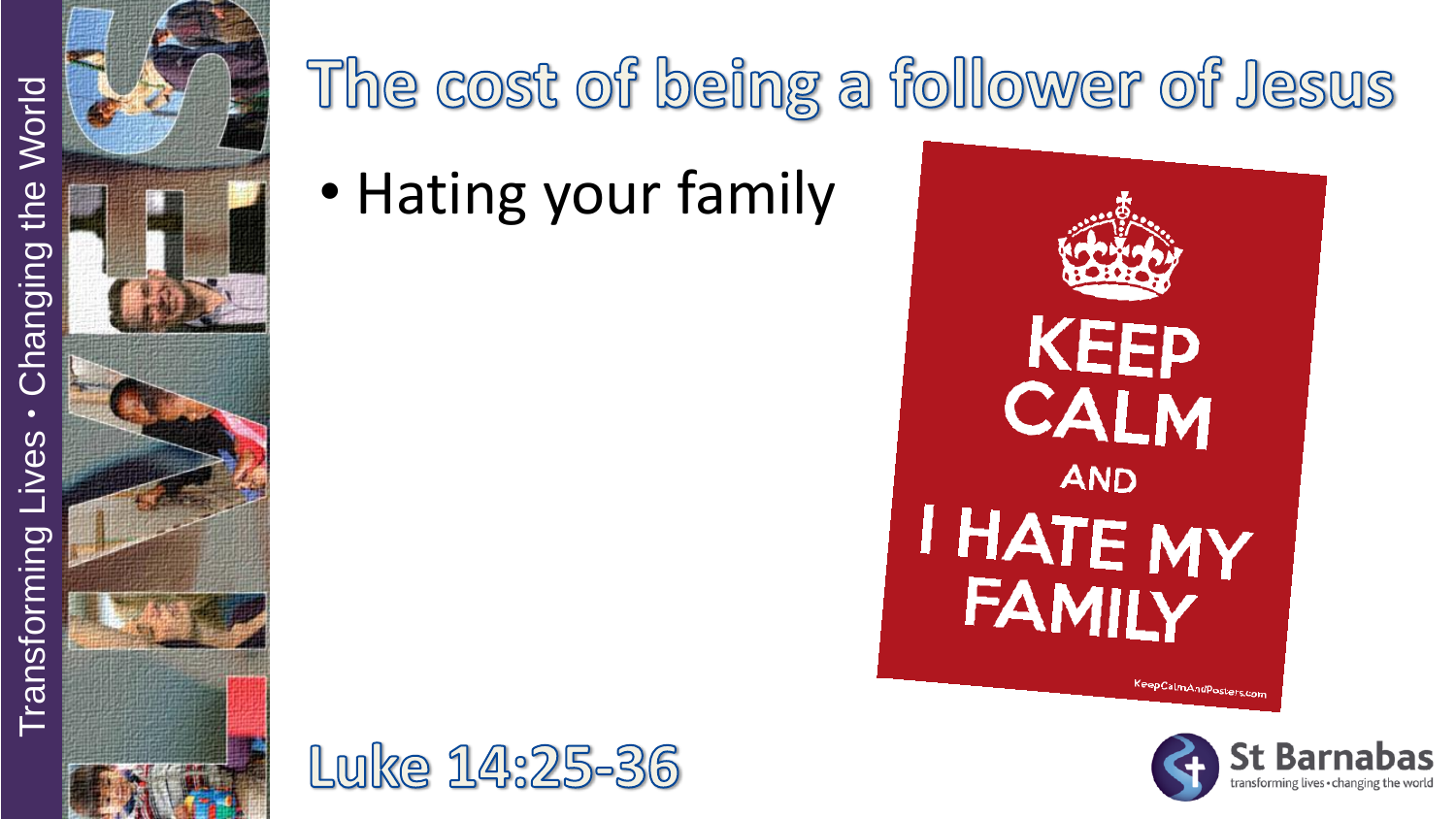# The cost of being a follower of Jesus

- Hating your family

KEEP CALM AND I HATE MY FAMILY

Luke 14:25-36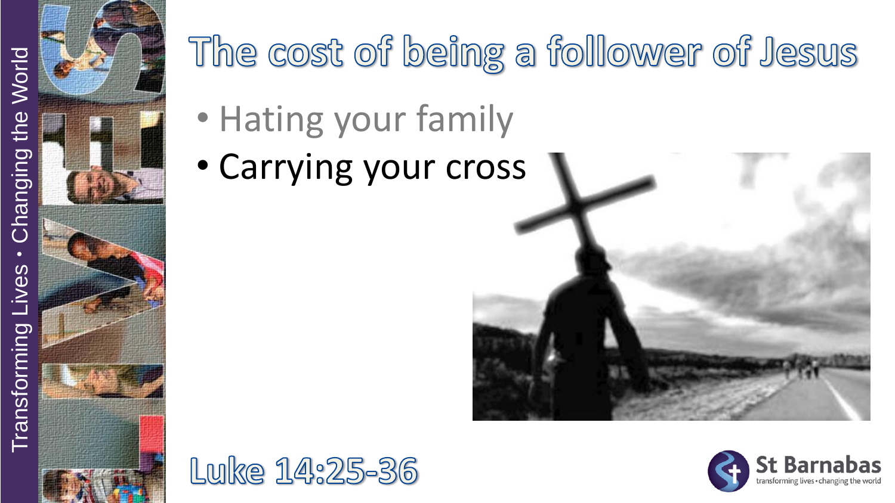# The cost of being a follower of Jesus

- Hating your family
- Carrying your cross

Luke 14:25-36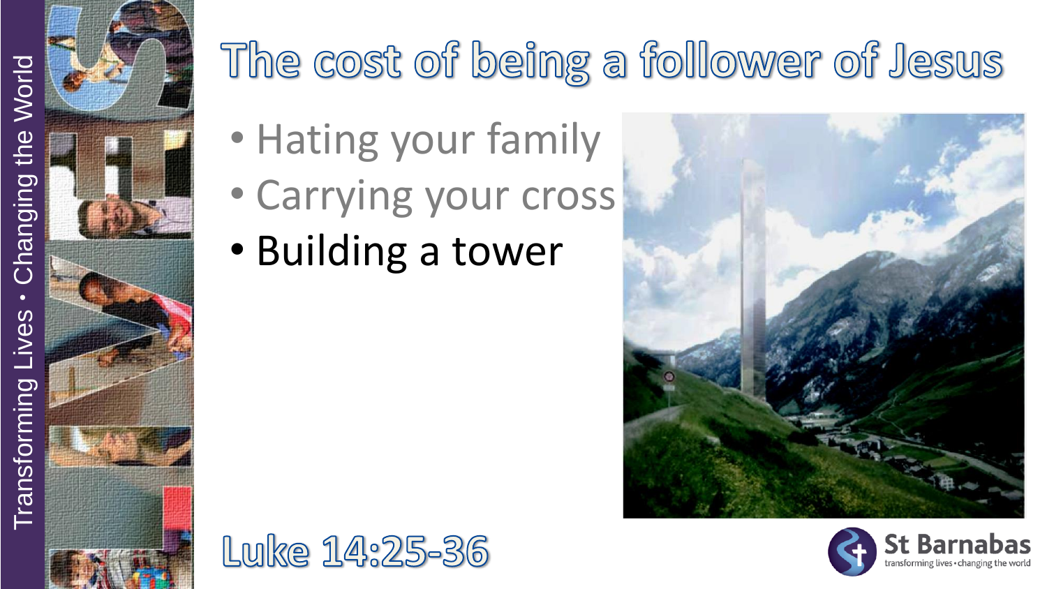# The cost of being a follower of Jesus

- Hating your family
- Carrying your cross
- Building a tower

Luke 14:25-36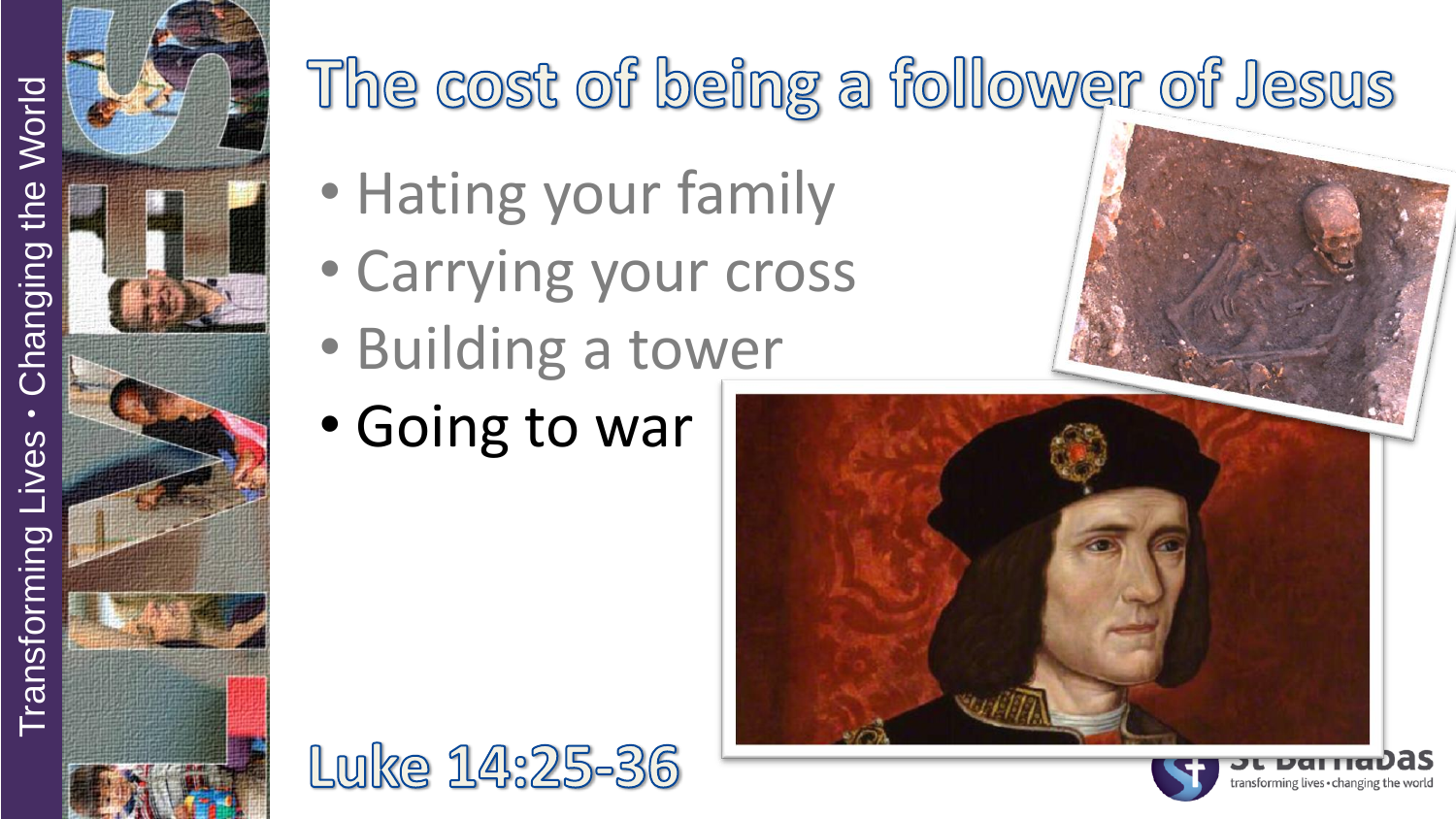# The cost of being a follower of Jesus

- Hating your family
- Carrying your cross
- Building a tower
- Going to war

Luke 14:25-36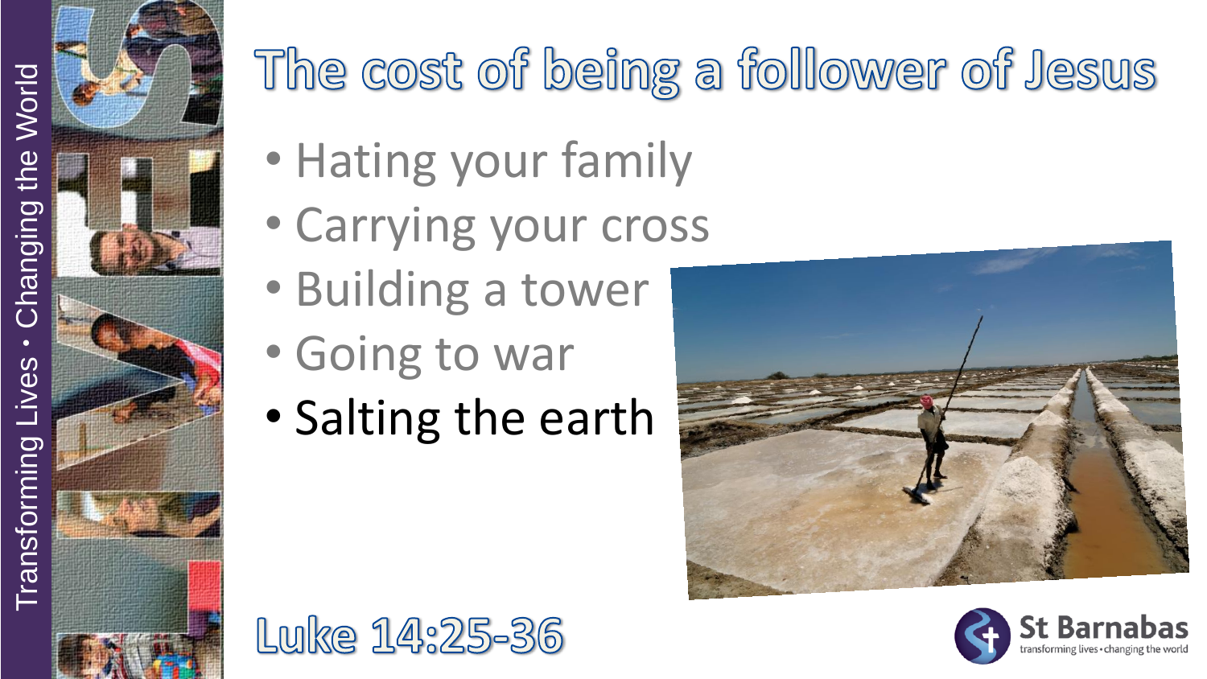# The cost of being a follower of Jesus

- Hating your family
- Carrying your cross
- Building a tower
- Going to war
- Salting the earth

Luke 14:25-36